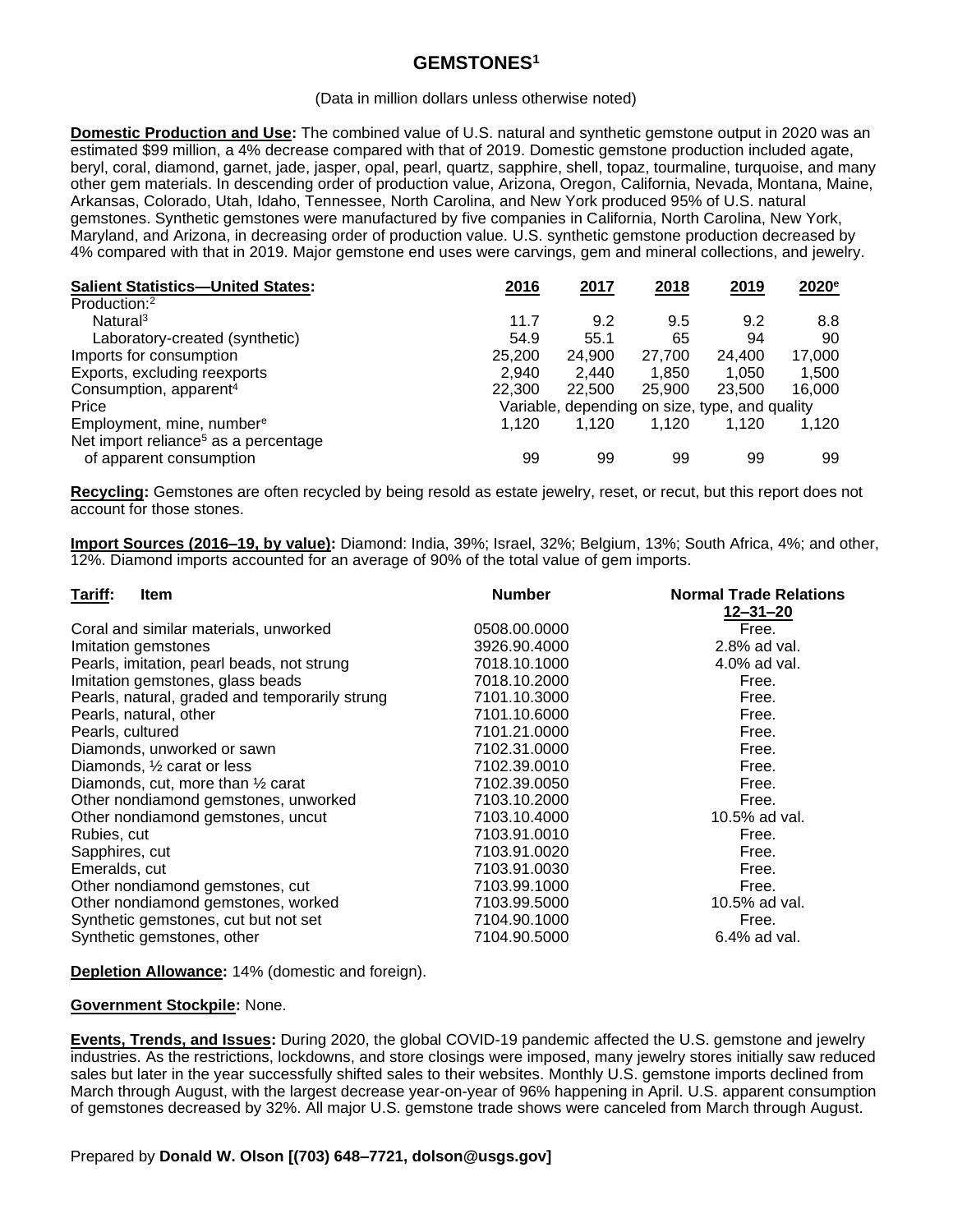# GEMSTONES[1]

(Data in million dollars unless otherwise noted)

**Domestic Production and Use:** The combined value of U.S. natural and synthetic gemstone output in 2020 was an estimated $99 million, a 4% decrease compared with that of 2019. Domestic gemstone production included agate, beryl, coral, diamond, garnet, jade, jasper, opal, pearl, quartz, sapphire, shell, topaz, tourmaline, turquoise, and many other gem materials. In descending order of production value, Arizona, Oregon, California, Nevada, Montana, Maine, Arkansas, Colorado, Utah, Idaho, Tennessee, North Carolina, and New York produced 95% of U.S. natural gemstones. Synthetic gemstones were manufactured by five companies in California, North Carolina, New York, Maryland, and Arizona, in decreasing order of production value. U.S. synthetic gemstone production decreased by 4% compared with that in 2019. Major gemstone end uses were carvings, gem and mineral collections, and jewelry.

| **Salient Statistics—United States:** | 2016 | 2017 | 2018 | 2019 | 2020[e] |
|---|---|---|---|---|---|
| Production:[2] | | | | | |
| Natural[3] | 11.7 | 9.2 | 9.5 | 9.2 | 8.8 |
| Laboratory-created (synthetic) | 54.9 | 55.1 | 65 | 94 | 90 |
| Imports for consumption | 25,200 | 24,900 | 27,700 | 24,400 | 17,000 |
| Exports, excluding reexports | 2,940 | 2,440 | 1,850 | 1,050 | 1,500 |
| Consumption, apparent[4] | 22,300 | 22,500 | 25,900 | 23,500 | 16,000 |
| Price | Variable, depending on size, type, and quality | | | | |
| Employment, mine, number[e] | 1,120 | 1,120 | 1,120 | 1,120 | 1,120 |
| Net import reliance[5] as a percentage of apparent consumption | 99 | 99 | 99 | 99 | 99 |

**Recycling:** Gemstones are often recycled by being resold as estate jewelry, reset, or recut, but this report does not account for those stones.

**Import Sources (2016–19, by value):** Diamond: India, 39%; Israel, 32%; Belgium, 13%; South Africa, 4%; and other, 12%. Diamond imports accounted for an average of 90% of the total value of gem imports.

| **Tariff:** Item | Number | Normal Trade Relations 12–31–20 |
|---|---|---|
| Coral and similar materials, unworked | 0508.00.0000 | Free. |
| Imitation gemstones | 3926.90.4000 | 2.8% ad val. |
| Pearls, imitation, pearl beads, not strung | 7018.10.1000 | 4.0% ad val. |
| Imitation gemstones, glass beads | 7018.10.2000 | Free. |
| Pearls, natural, graded and temporarily strung | 7101.10.3000 | Free. |
| Pearls, natural, other | 7101.10.6000 | Free. |
| Pearls, cultured | 7101.21.0000 | Free. |
| Diamonds, unworked or sawn | 7102.31.0000 | Free. |
| Diamonds, ½ carat or less | 7102.39.0010 | Free. |
| Diamonds, cut, more than ½ carat | 7102.39.0050 | Free. |
| Other nondiamond gemstones, unworked | 7103.10.2000 | Free. |
| Other nondiamond gemstones, uncut | 7103.10.4000 | 10.5% ad val. |
| Rubies, cut | 7103.91.0010 | Free. |
| Sapphires, cut | 7103.91.0020 | Free. |
| Emeralds, cut | 7103.91.0030 | Free. |
| Other nondiamond gemstones, cut | 7103.99.1000 | Free. |
| Other nondiamond gemstones, worked | 7103.99.5000 | 10.5% ad val. |
| Synthetic gemstones, cut but not set | 7104.90.1000 | Free. |
| Synthetic gemstones, other | 7104.90.5000 | 6.4% ad val. |

**Depletion Allowance:** 14% (domestic and foreign).

**Government Stockpile:** None.

**Events, Trends, and Issues:** During 2020, the global COVID-19 pandemic affected the U.S. gemstone and jewelry industries. As the restrictions, lockdowns, and store closings were imposed, many jewelry stores initially saw reduced sales but later in the year successfully shifted sales to their websites. Monthly U.S. gemstone imports declined from March through August, with the largest decrease year-on-year of 96% happening in April. U.S. apparent consumption of gemstones decreased by 32%. All major U.S. gemstone trade shows were canceled from March through August.

Prepared by **Donald W. Olson [(703) 648–7721, dolson@usgs.gov]**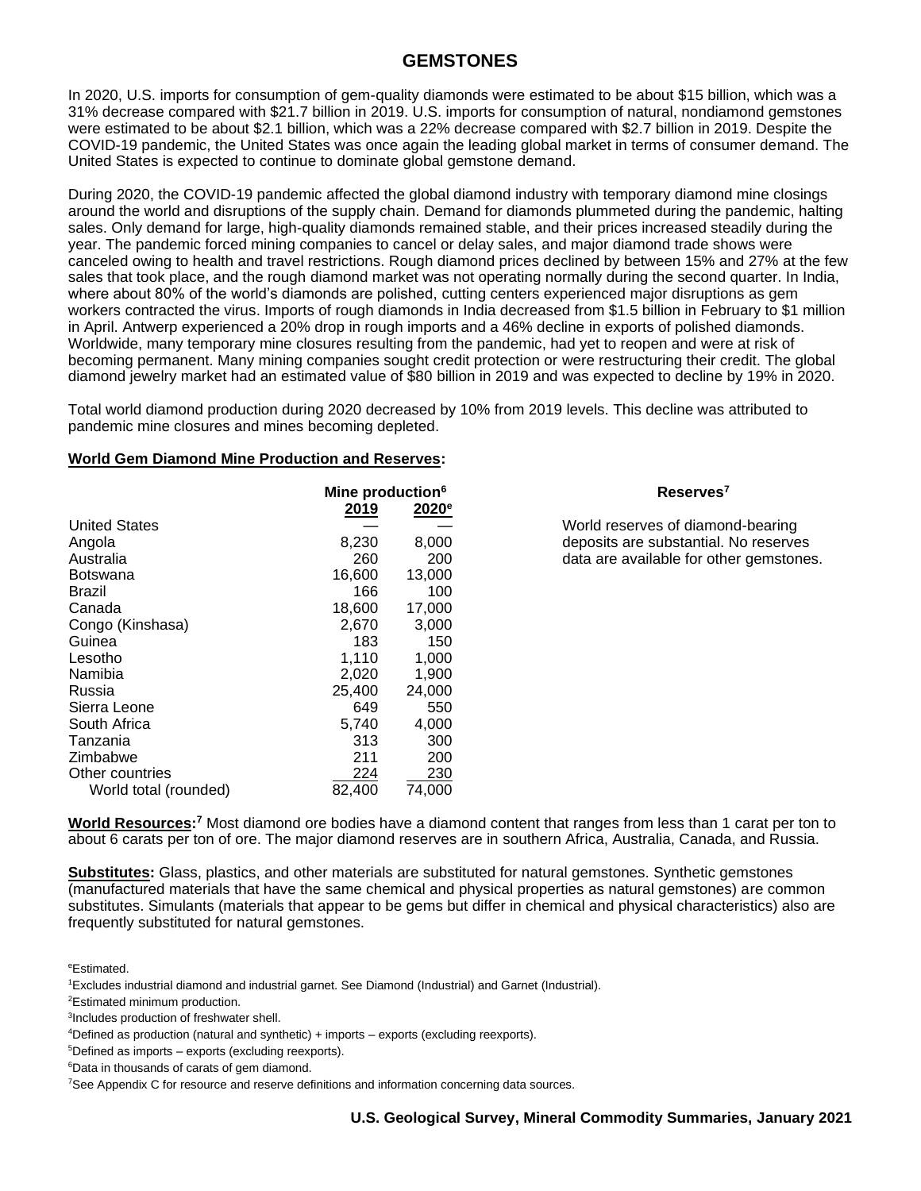# GEMSTONES

In 2020, U.S. imports for consumption of gem-quality diamonds were estimated to be about $15 billion, which was a 31% decrease compared with $21.7 billion in 2019. U.S. imports for consumption of natural, nondiamond gemstones were estimated to be about $2.1 billion, which was a 22% decrease compared with $2.7 billion in 2019. Despite the COVID-19 pandemic, the United States was once again the leading global market in terms of consumer demand. The United States is expected to continue to dominate global gemstone demand.

During 2020, the COVID-19 pandemic affected the global diamond industry with temporary diamond mine closings around the world and disruptions of the supply chain. Demand for diamonds plummeted during the pandemic, halting sales. Only demand for large, high-quality diamonds remained stable, and their prices increased steadily during the year. The pandemic forced mining companies to cancel or delay sales, and major diamond trade shows were canceled owing to health and travel restrictions. Rough diamond prices declined by between 15% and 27% at the few sales that took place, and the rough diamond market was not operating normally during the second quarter. In India, where about 80% of the world's diamonds are polished, cutting centers experienced major disruptions as gem workers contracted the virus. Imports of rough diamonds in India decreased from $1.5 billion in February to $1 million in April. Antwerp experienced a 20% drop in rough imports and a 46% decline in exports of polished diamonds. Worldwide, many temporary mine closures resulting from the pandemic, had yet to reopen and were at risk of becoming permanent. Many mining companies sought credit protection or were restructuring their credit. The global diamond jewelry market had an estimated value of $80 billion in 2019 and was expected to decline by 19% in 2020.

Total world diamond production during 2020 decreased by 10% from 2019 levels. This decline was attributed to pandemic mine closures and mines becoming depleted.

**World Gem Diamond Mine Production and Reserves:**

| | Mine production[6] | |
|---|---|---|
| | 2019 | 2020[e] |
| United States | — | — |
| Angola | 8,230 | 8,000 |
| Australia | 260 | 200 |
| Botswana | 16,600 | 13,000 |
| Brazil | 166 | 100 |
| Canada | 18,600 | 17,000 |
| Congo (Kinshasa) | 2,670 | 3,000 |
| Guinea | 183 | 150 |
| Lesotho | 1,110 | 1,000 |
| Namibia | 2,020 | 1,900 |
| Russia | 25,400 | 24,000 |
| Sierra Leone | 649 | 550 |
| South Africa | 5,740 | 4,000 |
| Tanzania | 313 | 300 |
| Zimbabwe | 211 | 200 |
| Other countries | 224 | 230 |
| World total (rounded) | 82,400 | 74,000 |

**Reserves[7]**

World reserves of diamond-bearing deposits are substantial. No reserves data are available for other gemstones.

**World Resources:**[7] Most diamond ore bodies have a diamond content that ranges from less than 1 carat per ton to about 6 carats per ton of ore. The major diamond reserves are in southern Africa, Australia, Canada, and Russia.

**Substitutes:** Glass, plastics, and other materials are substituted for natural gemstones. Synthetic gemstones (manufactured materials that have the same chemical and physical properties as natural gemstones) are common substitutes. Simulants (materials that appear to be gems but differ in chemical and physical characteristics) also are frequently substituted for natural gemstones.

[e]Estimated.

[1]Excludes industrial diamond and industrial garnet. See Diamond (Industrial) and Garnet (Industrial).

[2]Estimated minimum production.

[3]Includes production of freshwater shell.

[4]Defined as production (natural and synthetic) + imports – exports (excluding reexports).

[5]Defined as imports – exports (excluding reexports).

[6]Data in thousands of carats of gem diamond.

[7]See Appendix C for resource and reserve definitions and information concerning data sources.